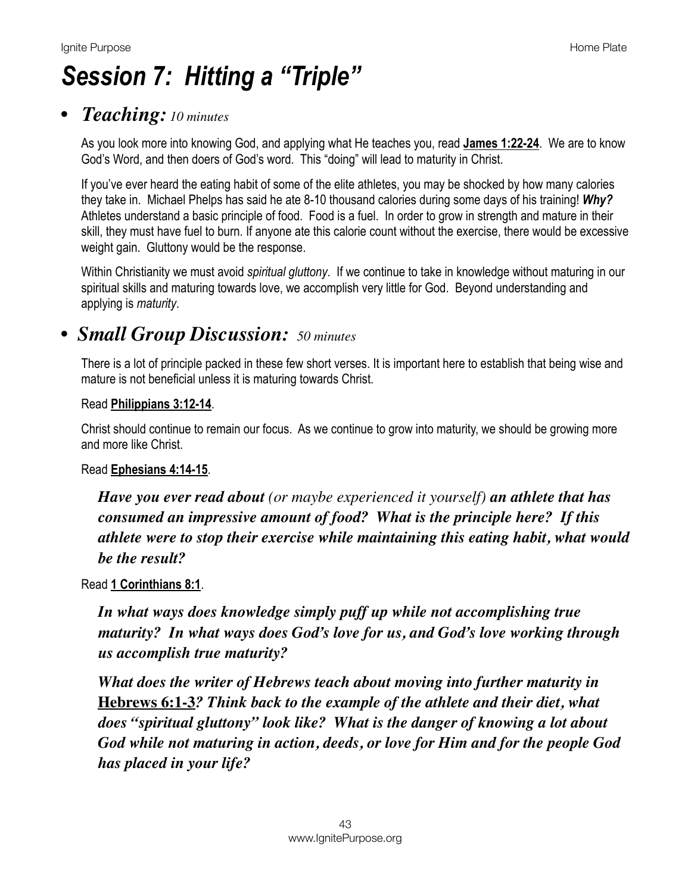# *Session 7: Hitting a "Triple"*

## • *Teaching:* *10 minutes*

As you look more into knowing God, and applying what He teaches you, read **James 1:22-24**. We are to know God's Word, and then doers of God's word. This "doing" will lead to maturity in Christ.

If you've ever heard the eating habit of some of the elite athletes, you may be shocked by how many calories they take in. Michael Phelps has said he ate 8-10 thousand calories during some days of his training! ***Why?*** Athletes understand a basic principle of food. Food is a fuel. In order to grow in strength and mature in their skill, they must have fuel to burn. If anyone ate this calorie count without the exercise, there would be excessive weight gain. Gluttony would be the response.

Within Christianity we must avoid *spiritual gluttony*. If we continue to take in knowledge without maturing in our spiritual skills and maturing towards love, we accomplish very little for God. Beyond understanding and applying is *maturity*.

## • *Small Group Discussion:* *50 minutes*

There is a lot of principle packed in these few short verses. It is important here to establish that being wise and mature is not beneficial unless it is maturing towards Christ.

Read **Philippians 3:12-14**.

Christ should continue to remain our focus. As we continue to grow into maturity, we should be growing more and more like Christ.

Read **Ephesians 4:14-15**.

> ***Have you ever read about*** *(or maybe experienced it yourself)* ***an athlete that has consumed an impressive amount of food? What is the principle here? If this athlete were to stop their exercise while maintaining this eating habit, what would be the result?***

Read **1 Corinthians 8:1**.

> ***In what ways does knowledge simply puff up while not accomplishing true maturity? In what ways does God's love for us, and God's love working through us accomplish true maturity?***
>
> ***What does the writer of Hebrews teach about moving into further maturity in Hebrews 6:1-3? Think back to the example of the athlete and their diet, what does "spiritual gluttony" look like? What is the danger of knowing a lot about God while not maturing in action, deeds, or love for Him and for the people God has placed in your life?***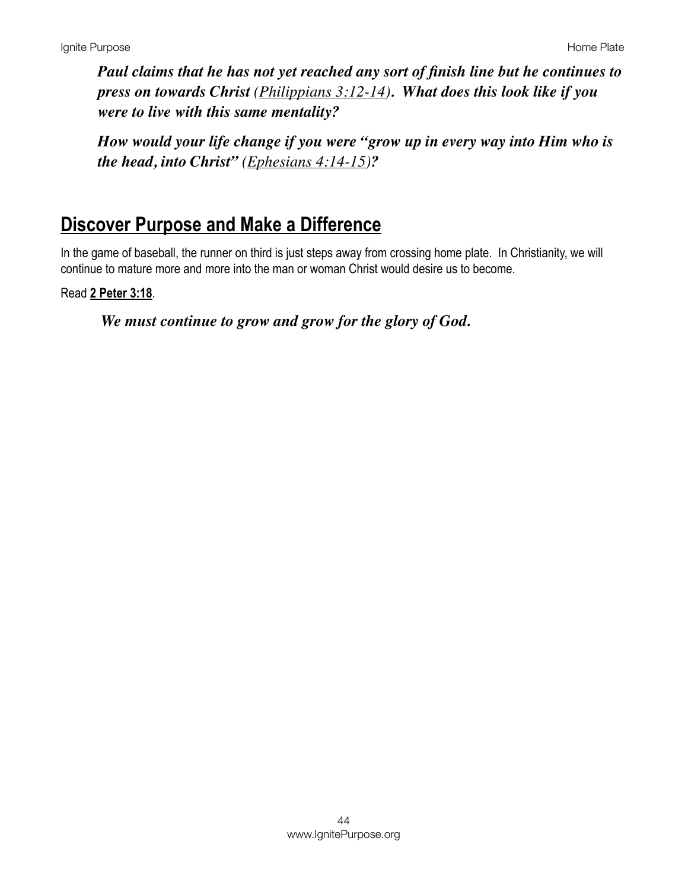***Paul claims that he has not yet reached any sort of finish line but he continues to press on towards Christ** (Philippians 3:12-14)**. What does this look like if you were to live with this same mentality?***

***How would your life change if you were "grow up in every way into Him who is the head, into Christ"** (Ephesians 4:14-15)**?***

## Discover Purpose and Make a Difference

In the game of baseball, the runner on third is just steps away from crossing home plate. In Christianity, we will continue to mature more and more into the man or woman Christ would desire us to become.

Read **2 Peter 3:18**.

***We must continue to grow and grow for the glory of God.***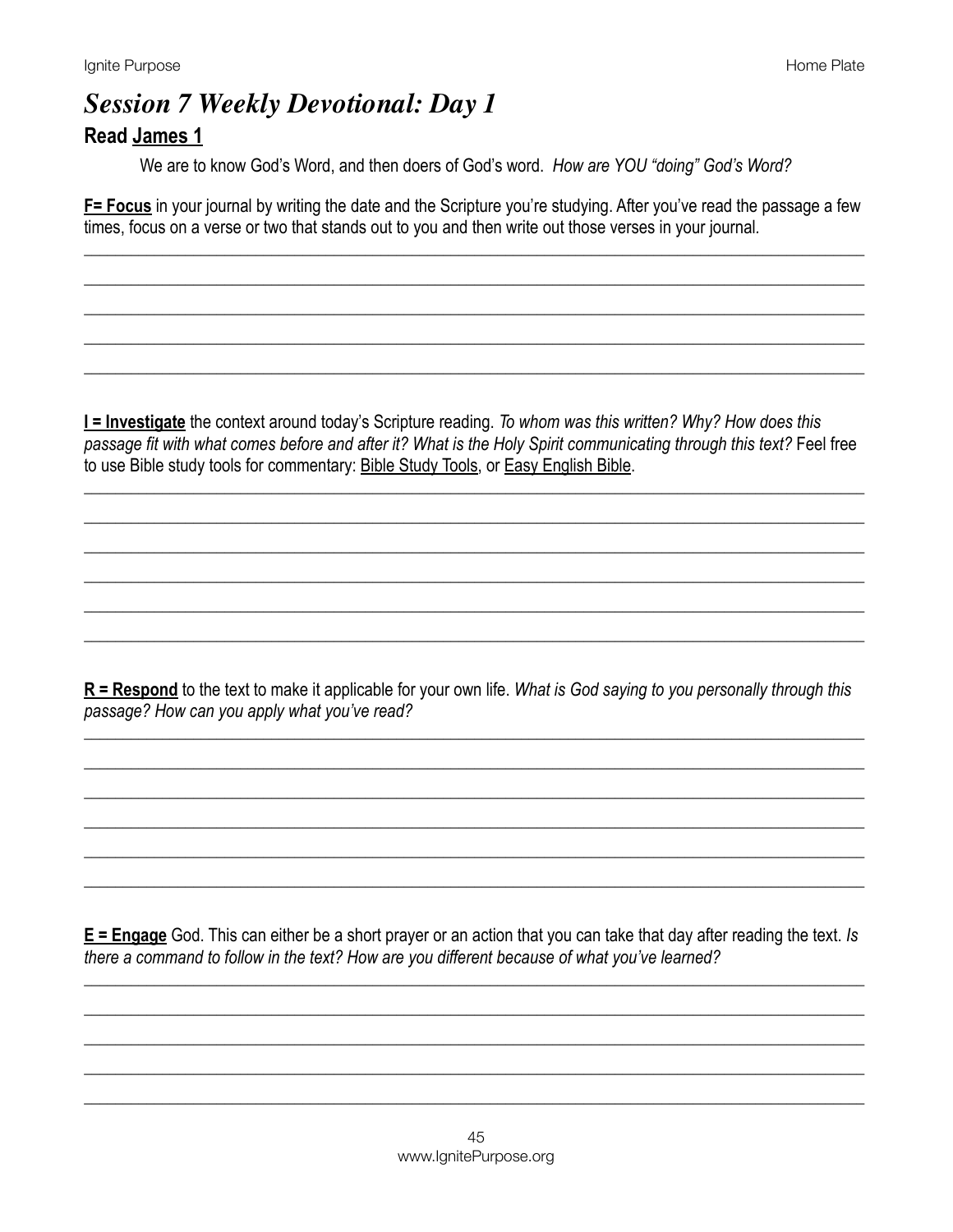# *Session 7 Weekly Devotional: Day 1*

## Read <u>James 1</u>

We are to know God's Word, and then doers of God's word. *How are YOU "doing" God's Word?*

**<u>F= Focus</u>** in your journal by writing the date and the Scripture you're studying. After you've read the passage a few times, focus on a verse or two that stands out to you and then write out those verses in your journal.

______________________________________________________________________________

______________________________________________________________________________

______________________________________________________________________________

______________________________________________________________________________

______________________________________________________________________________

**<u>I = Investigate</u>** the context around today's Scripture reading. *To whom was this written? Why? How does this passage fit with what comes before and after it? What is the Holy Spirit communicating through this text?* Feel free to use Bible study tools for commentary: <u>Bible Study Tools</u>, or <u>Easy English Bible</u>.

______________________________________________________________________________

______________________________________________________________________________

______________________________________________________________________________

______________________________________________________________________________

______________________________________________________________________________

______________________________________________________________________________

**<u>R = Respond</u>** to the text to make it applicable for your own life. *What is God saying to you personally through this passage? How can you apply what you've read?*

______________________________________________________________________________

______________________________________________________________________________

______________________________________________________________________________

______________________________________________________________________________

______________________________________________________________________________

______________________________________________________________________________

**<u>E = Engage</u>** God. This can either be a short prayer or an action that you can take that day after reading the text. *Is there a command to follow in the text? How are you different because of what you've learned?*

______________________________________________________________________________

______________________________________________________________________________

______________________________________________________________________________

______________________________________________________________________________

______________________________________________________________________________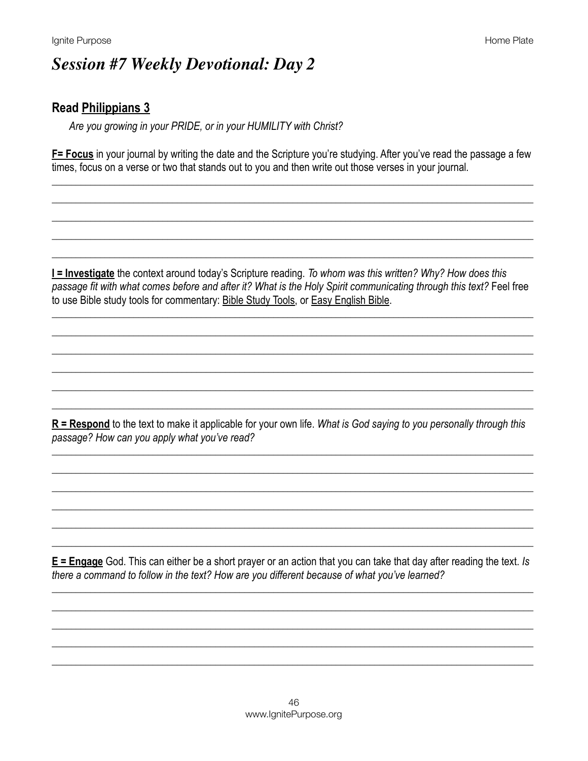# *Session #7 Weekly Devotional: Day 2*

## Read Philippians 3

*Are you growing in your PRIDE, or in your HUMILITY with Christ?*

**F= Focus** in your journal by writing the date and the Scripture you're studying. After you've read the passage a few times, focus on a verse or two that stands out to you and then write out those verses in your journal.

**I = Investigate** the context around today's Scripture reading. *To whom was this written? Why? How does this passage fit with what comes before and after it? What is the Holy Spirit communicating through this text?* Feel free to use Bible study tools for commentary: Bible Study Tools, or Easy English Bible.

**R = Respond** to the text to make it applicable for your own life. *What is God saying to you personally through this passage? How can you apply what you've read?*

**E = Engage** God. This can either be a short prayer or an action that you can take that day after reading the text. *Is there a command to follow in the text? How are you different because of what you've learned?*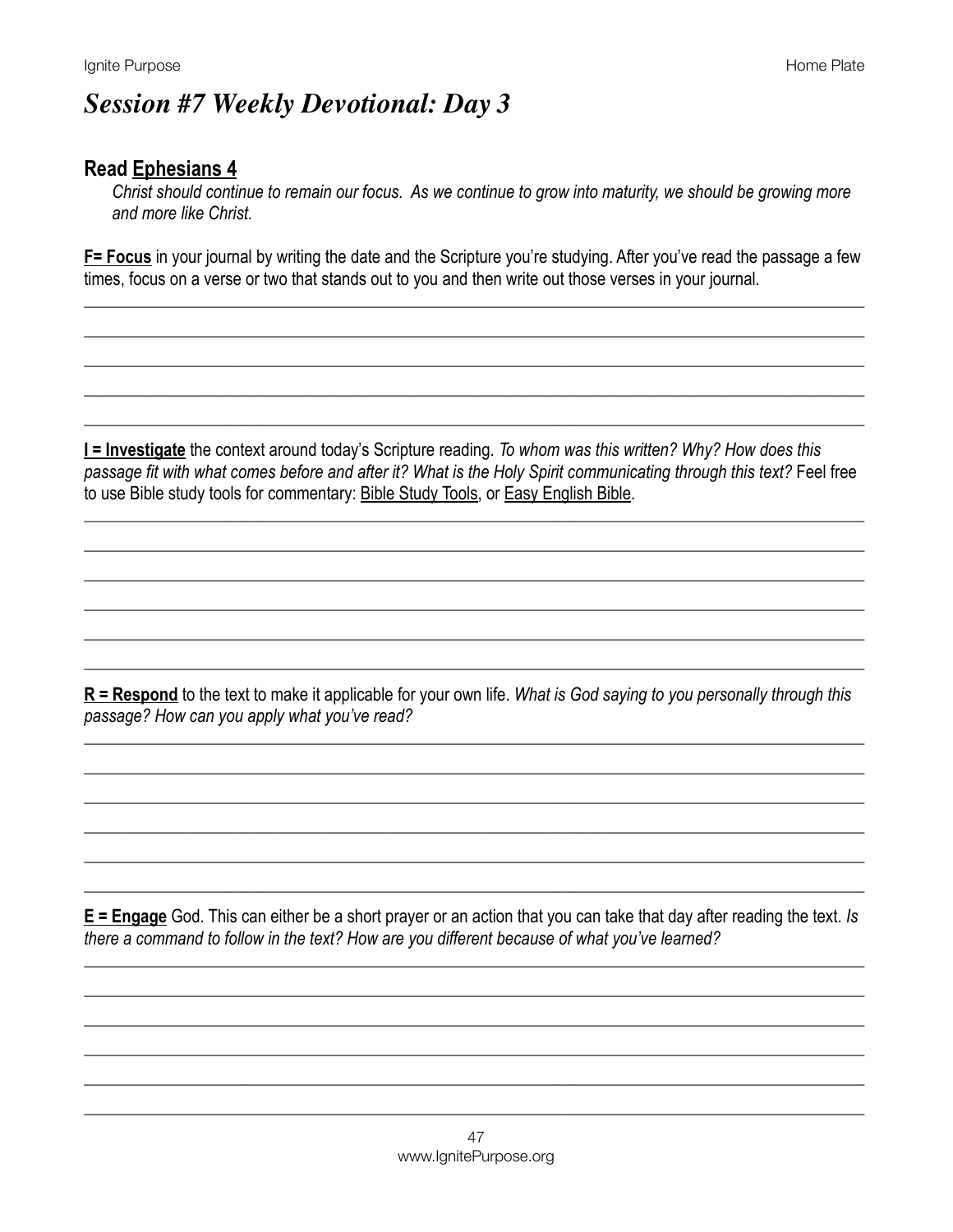# *Session #7 Weekly Devotional: Day 3*

## Read Ephesians 4

*Christ should continue to remain our focus. As we continue to grow into maturity, we should be growing more and more like Christ.*

**F= Focus** in your journal by writing the date and the Scripture you're studying. After you've read the passage a few times, focus on a verse or two that stands out to you and then write out those verses in your journal.

______________________________________________________________________________

______________________________________________________________________________

______________________________________________________________________________

______________________________________________________________________________

______________________________________________________________________________

**I = Investigate** the context around today's Scripture reading. *To whom was this written? Why? How does this passage fit with what comes before and after it? What is the Holy Spirit communicating through this text?* Feel free to use Bible study tools for commentary: Bible Study Tools, or Easy English Bible.

______________________________________________________________________________

______________________________________________________________________________

______________________________________________________________________________

______________________________________________________________________________

______________________________________________________________________________

______________________________________________________________________________

**R = Respond** to the text to make it applicable for your own life. *What is God saying to you personally through this passage? How can you apply what you've read?*

______________________________________________________________________________

______________________________________________________________________________

______________________________________________________________________________

______________________________________________________________________________

______________________________________________________________________________

______________________________________________________________________________

**E = Engage** God. This can either be a short prayer or an action that you can take that day after reading the text. *Is there a command to follow in the text? How are you different because of what you've learned?*

______________________________________________________________________________

______________________________________________________________________________

______________________________________________________________________________

______________________________________________________________________________

______________________________________________________________________________

______________________________________________________________________________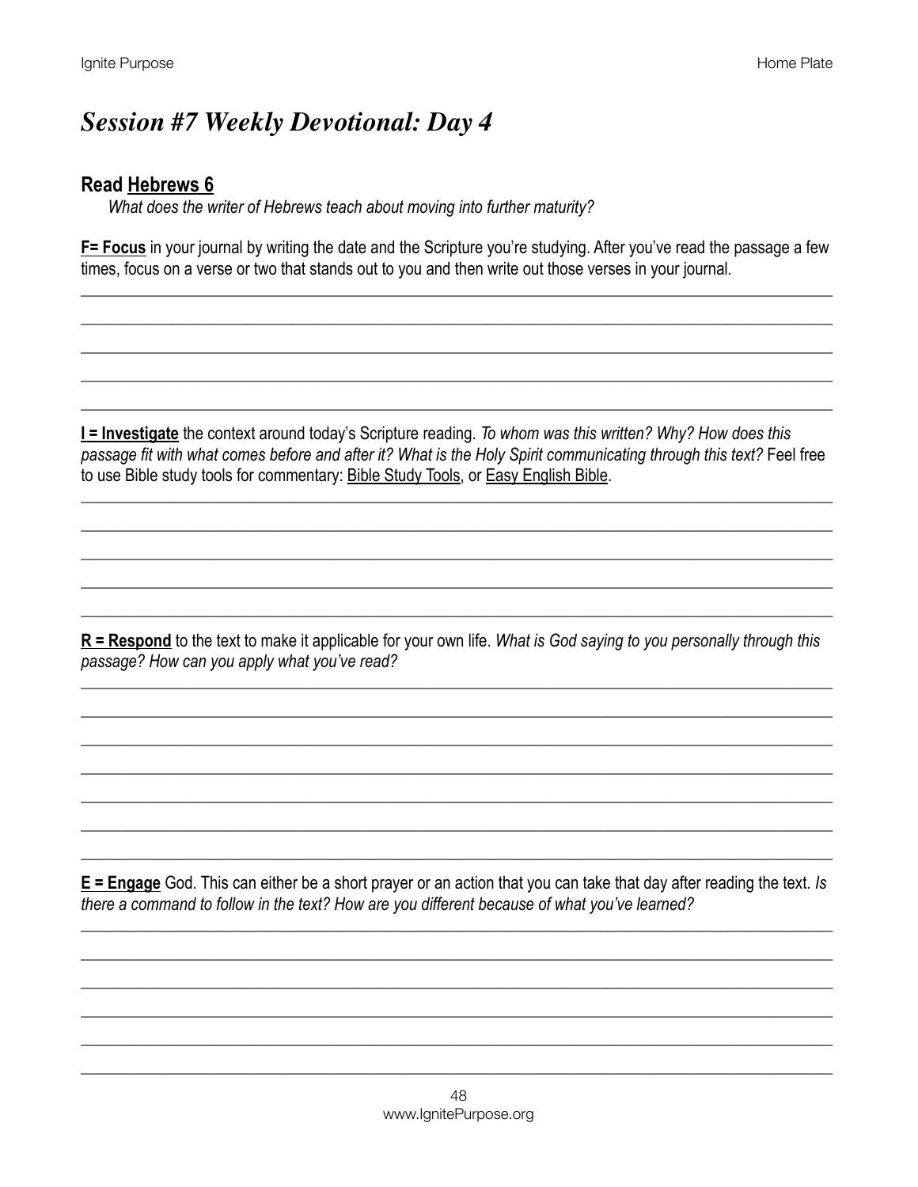# *Session #7 Weekly Devotional: Day 4*

**Read Hebrews 6**

*What does the writer of Hebrews teach about moving into further maturity?*

**F= Focus** in your journal by writing the date and the Scripture you're studying. After you've read the passage a few times, focus on a verse or two that stands out to you and then write out those verses in your journal.

**I = Investigate** the context around today's Scripture reading. *To whom was this written? Why? How does this passage fit with what comes before and after it? What is the Holy Spirit communicating through this text?* Feel free to use Bible study tools for commentary: Bible Study Tools, or Easy English Bible.

**R = Respond** to the text to make it applicable for your own life. *What is God saying to you personally through this passage? How can you apply what you've read?*

**E = Engage** God. This can either be a short prayer or an action that you can take that day after reading the text. *Is there a command to follow in the text? How are you different because of what you've learned?*